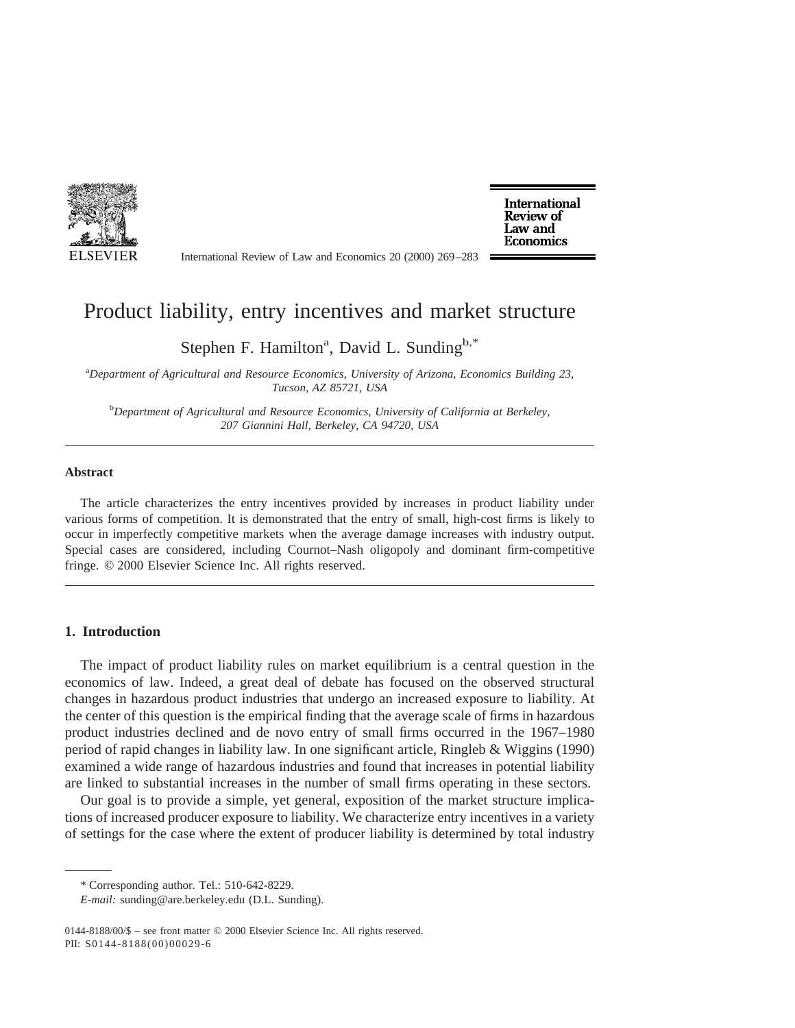# Product liability, entry incentives and market structure

Stephen F. Hamilton[a], David L. Sunding[b,*]

[a]*Department of Agricultural and Resource Economics, University of Arizona, Economics Building 23, Tucson, AZ 85721, USA*

[b]*Department of Agricultural and Resource Economics, University of California at Berkeley, 207 Giannini Hall, Berkeley, CA 94720, USA*

---

### Abstract

The article characterizes the entry incentives provided by increases in product liability under various forms of competition. It is demonstrated that the entry of small, high-cost firms is likely to occur in imperfectly competitive markets when the average damage increases with industry output. Special cases are considered, including Cournot–Nash oligopoly and dominant firm-competitive fringe. © 2000 Elsevier Science Inc. All rights reserved.

---

## 1. Introduction

The impact of product liability rules on market equilibrium is a central question in the economics of law. Indeed, a great deal of debate has focused on the observed structural changes in hazardous product industries that undergo an increased exposure to liability. At the center of this question is the empirical finding that the average scale of firms in hazardous product industries declined and de novo entry of small firms occurred in the 1967–1980 period of rapid changes in liability law. In one significant article, Ringleb & Wiggins (1990) examined a wide range of hazardous industries and found that increases in potential liability are linked to substantial increases in the number of small firms operating in these sectors.

Our goal is to provide a simple, yet general, exposition of the market structure implications of increased producer exposure to liability. We characterize entry incentives in a variety of settings for the case where the extent of producer liability is determined by total industry

---

\* Corresponding author. Tel.: 510-642-8229.

*E-mail:* sunding@are.berkeley.edu (D.L. Sunding).

0144-8188/00/$ – see front matter © 2000 Elsevier Science Inc. All rights reserved.
PII: S0144-8188(00)00029-6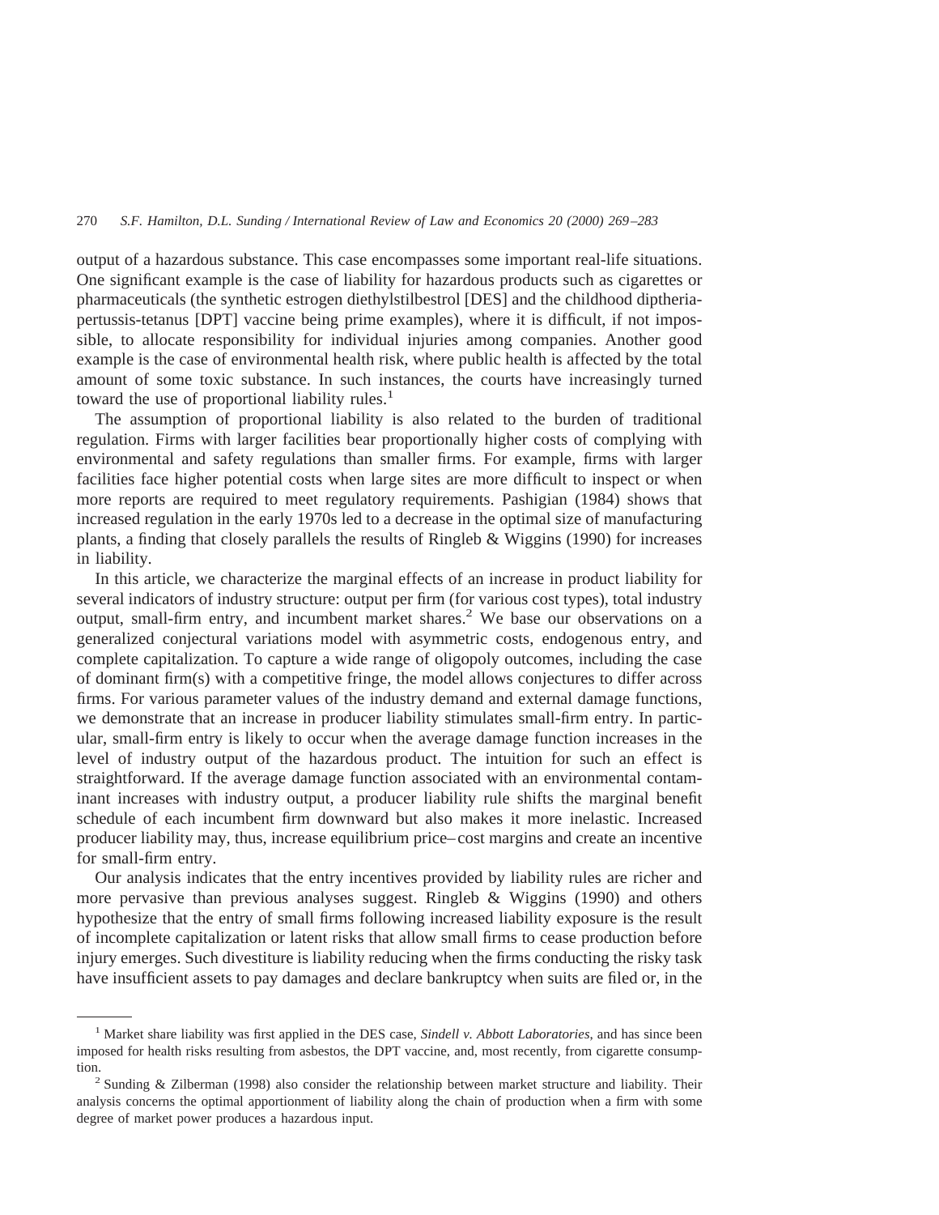output of a hazardous substance. This case encompasses some important real-life situations. One significant example is the case of liability for hazardous products such as cigarettes or pharmaceuticals (the synthetic estrogen diethylstilbestrol [DES] and the childhood diptheria-pertussis-tetanus [DPT] vaccine being prime examples), where it is difficult, if not impossible, to allocate responsibility for individual injuries among companies. Another good example is the case of environmental health risk, where public health is affected by the total amount of some toxic substance. In such instances, the courts have increasingly turned toward the use of proportional liability rules.[1]

The assumption of proportional liability is also related to the burden of traditional regulation. Firms with larger facilities bear proportionally higher costs of complying with environmental and safety regulations than smaller firms. For example, firms with larger facilities face higher potential costs when large sites are more difficult to inspect or when more reports are required to meet regulatory requirements. Pashigian (1984) shows that increased regulation in the early 1970s led to a decrease in the optimal size of manufacturing plants, a finding that closely parallels the results of Ringleb & Wiggins (1990) for increases in liability.

In this article, we characterize the marginal effects of an increase in product liability for several indicators of industry structure: output per firm (for various cost types), total industry output, small-firm entry, and incumbent market shares.[2] We base our observations on a generalized conjectural variations model with asymmetric costs, endogenous entry, and complete capitalization. To capture a wide range of oligopoly outcomes, including the case of dominant firm(s) with a competitive fringe, the model allows conjectures to differ across firms. For various parameter values of the industry demand and external damage functions, we demonstrate that an increase in producer liability stimulates small-firm entry. In particular, small-firm entry is likely to occur when the average damage function increases in the level of industry output of the hazardous product. The intuition for such an effect is straightforward. If the average damage function associated with an environmental contaminant increases with industry output, a producer liability rule shifts the marginal benefit schedule of each incumbent firm downward but also makes it more inelastic. Increased producer liability may, thus, increase equilibrium price–cost margins and create an incentive for small-firm entry.

Our analysis indicates that the entry incentives provided by liability rules are richer and more pervasive than previous analyses suggest. Ringleb & Wiggins (1990) and others hypothesize that the entry of small firms following increased liability exposure is the result of incomplete capitalization or latent risks that allow small firms to cease production before injury emerges. Such divestiture is liability reducing when the firms conducting the risky task have insufficient assets to pay damages and declare bankruptcy when suits are filed or, in the

[1] Market share liability was first applied in the DES case, *Sindell v. Abbott Laboratories*, and has since been imposed for health risks resulting from asbestos, the DPT vaccine, and, most recently, from cigarette consumption.

[2] Sunding & Zilberman (1998) also consider the relationship between market structure and liability. Their analysis concerns the optimal apportionment of liability along the chain of production when a firm with some degree of market power produces a hazardous input.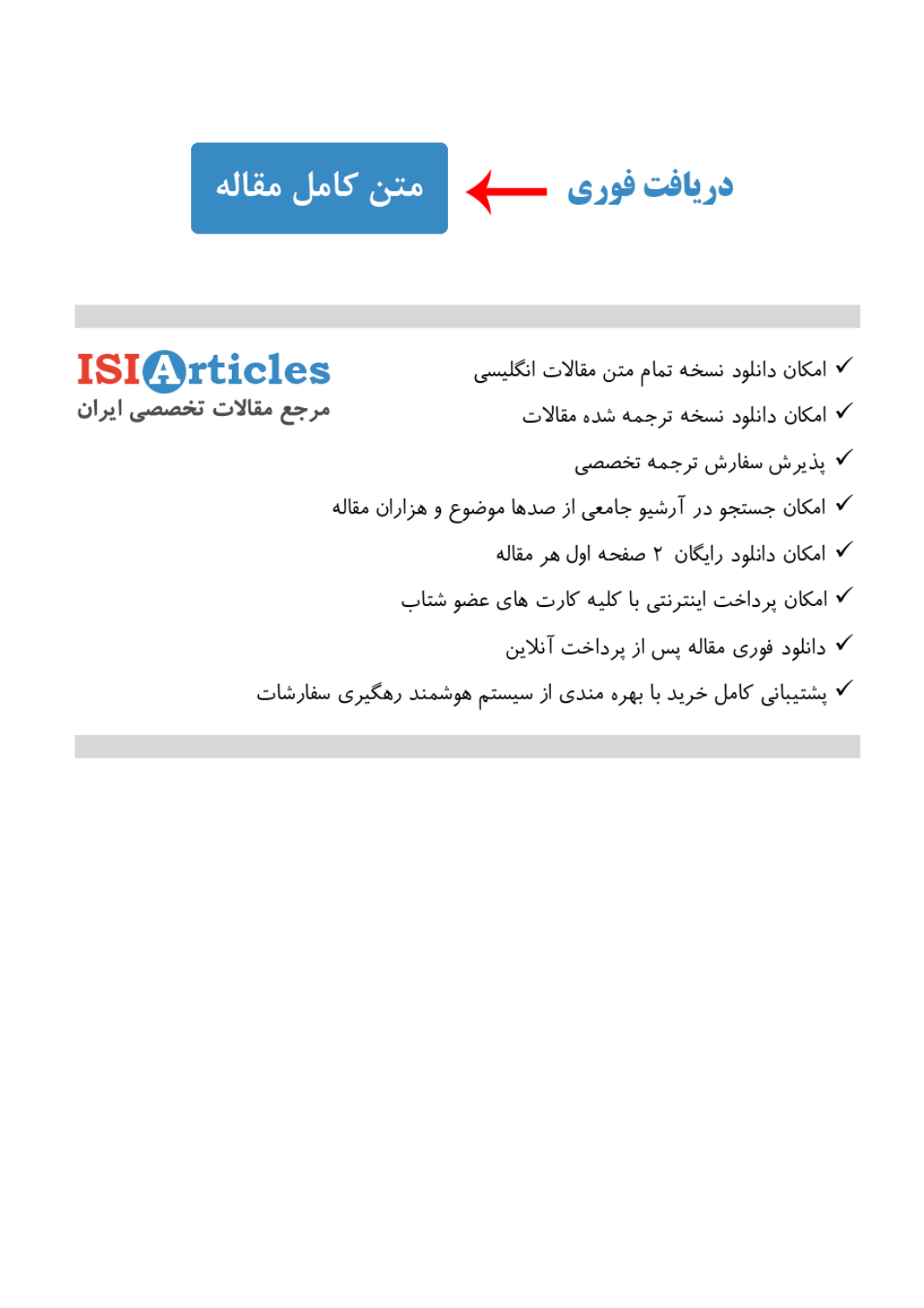**متن کامل مقاله** ← **دریافت فوری**

**ISIArticles**
مرجع مقالات تخصصی ایران

- ✓ امکان دانلود نسخه تمام متن مقالات انگلیسی
- ✓ امکان دانلود نسخه ترجمه شده مقالات
- ✓ پذیرش سفارش ترجمه تخصصی
- ✓ امکان جستجو در آرشیو جامعی از صدها موضوع و هزاران مقاله
- ✓ امکان دانلود رایگان ۲ صفحه اول هر مقاله
- ✓ امکان پرداخت اینترنتی با کلیه کارت های عضو شتاب
- ✓ دانلود فوری مقاله پس از پرداخت آنلاین
- ✓ پشتیبانی کامل خرید با بهره مندی از سیستم هوشمند رهگیری سفارشات